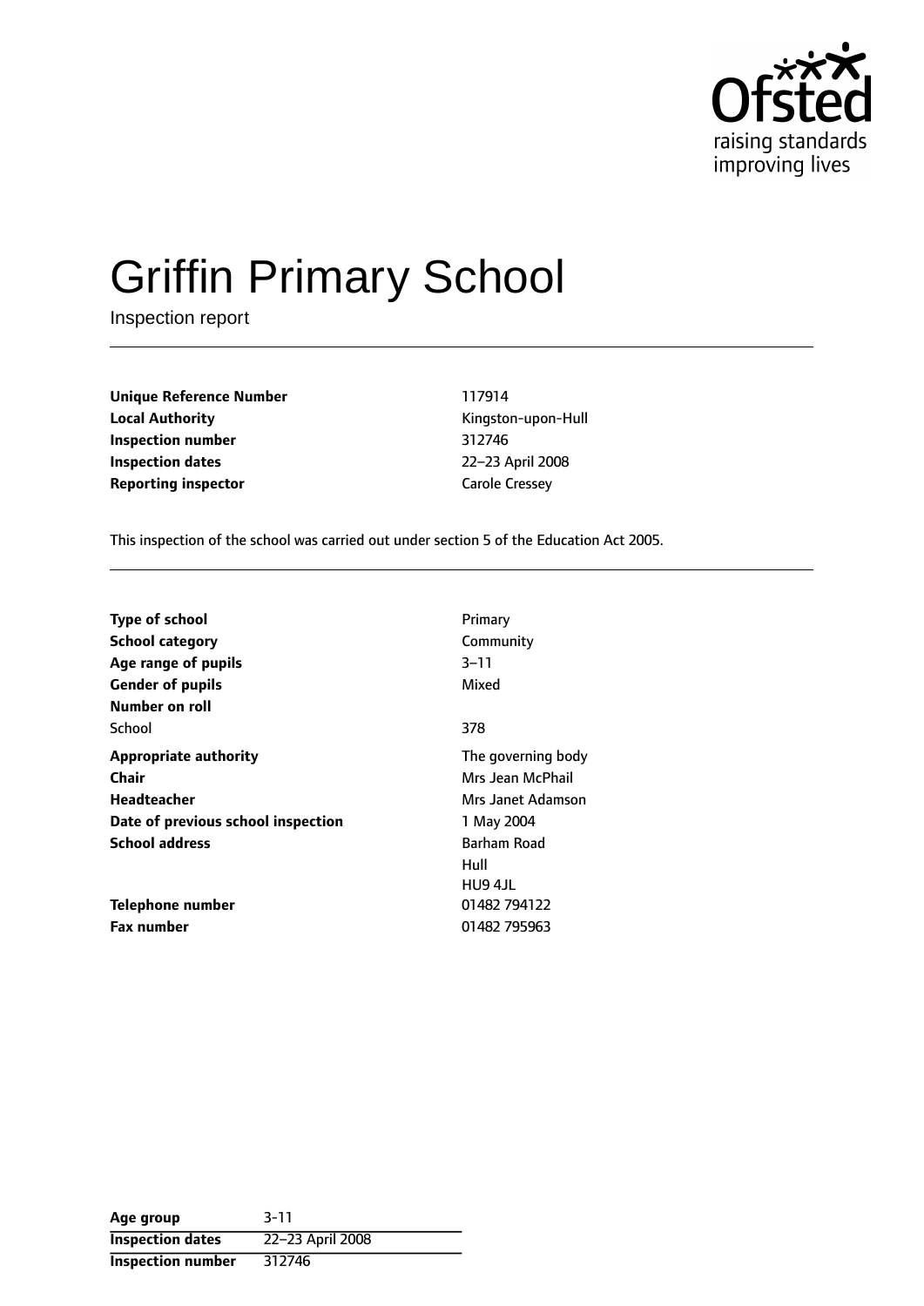# Griffin Primary School

Inspection report

| | |
|---|---|
| **Unique Reference Number** | 117914 |
| **Local Authority** | Kingston-upon-Hull |
| **Inspection number** | 312746 |
| **Inspection dates** | 22–23 April 2008 |
| **Reporting inspector** | Carole Cressey |

This inspection of the school was carried out under section 5 of the Education Act 2005.

| | |
|---|---|
| **Type of school** | Primary |
| **School category** | Community |
| **Age range of pupils** | 3–11 |
| **Gender of pupils** | Mixed |
| **Number on roll** | |
| School | 378 |
| **Appropriate authority** | The governing body |
| **Chair** | Mrs Jean McPhail |
| **Headteacher** | Mrs Janet Adamson |
| **Date of previous school inspection** | 1 May 2004 |
| **School address** | Barham Road<br>Hull<br>HU9 4JL |
| **Telephone number** | 01482 794122 |
| **Fax number** | 01482 795963 |

| | |
|---|---|
| **Age group** | 3-11 |
| **Inspection dates** | 22–23 April 2008 |
| **Inspection number** | 312746 |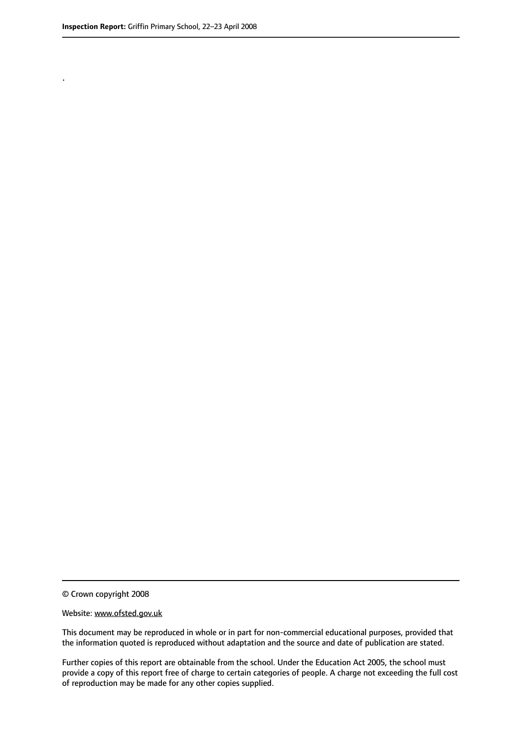.

© Crown copyright 2008

Website: www.ofsted.gov.uk

This document may be reproduced in whole or in part for non-commercial educational purposes, provided that the information quoted is reproduced without adaptation and the source and date of publication are stated.

Further copies of this report are obtainable from the school. Under the Education Act 2005, the school must provide a copy of this report free of charge to certain categories of people. A charge not exceeding the full cost of reproduction may be made for any other copies supplied.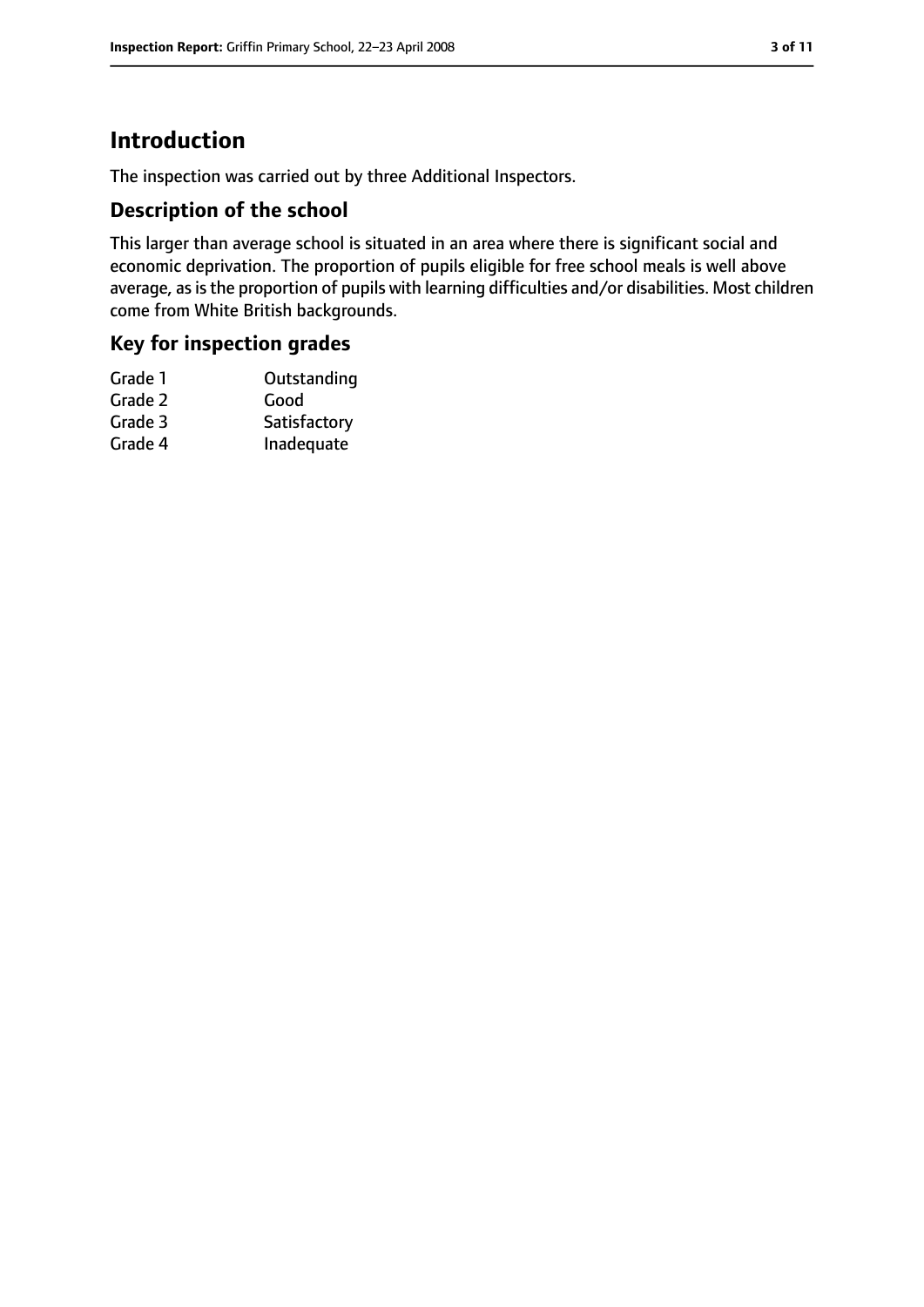# Introduction

The inspection was carried out by three Additional Inspectors.

## Description of the school

This larger than average school is situated in an area where there is significant social and economic deprivation. The proportion of pupils eligible for free school meals is well above average, as is the proportion of pupils with learning difficulties and/or disabilities. Most children come from White British backgrounds.

## Key for inspection grades

| | |
|---|---|
| Grade 1 | Outstanding |
| Grade 2 | Good |
| Grade 3 | Satisfactory |
| Grade 4 | Inadequate |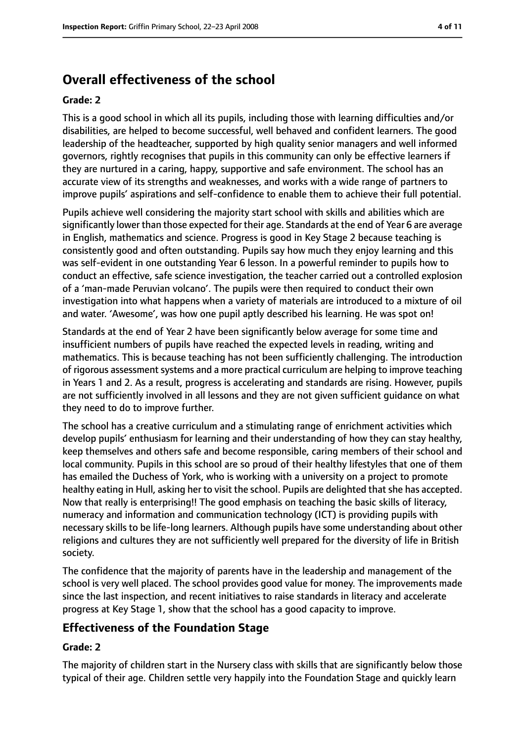## Overall effectiveness of the school

**Grade: 2**

This is a good school in which all its pupils, including those with learning difficulties and/or disabilities, are helped to become successful, well behaved and confident learners. The good leadership of the headteacher, supported by high quality senior managers and well informed governors, rightly recognises that pupils in this community can only be effective learners if they are nurtured in a caring, happy, supportive and safe environment. The school has an accurate view of its strengths and weaknesses, and works with a wide range of partners to improve pupils' aspirations and self-confidence to enable them to achieve their full potential.

Pupils achieve well considering the majority start school with skills and abilities which are significantly lower than those expected for their age. Standards at the end of Year 6 are average in English, mathematics and science. Progress is good in Key Stage 2 because teaching is consistently good and often outstanding. Pupils say how much they enjoy learning and this was self-evident in one outstanding Year 6 lesson. In a powerful reminder to pupils how to conduct an effective, safe science investigation, the teacher carried out a controlled explosion of a 'man-made Peruvian volcano'. The pupils were then required to conduct their own investigation into what happens when a variety of materials are introduced to a mixture of oil and water. 'Awesome', was how one pupil aptly described his learning. He was spot on!

Standards at the end of Year 2 have been significantly below average for some time and insufficient numbers of pupils have reached the expected levels in reading, writing and mathematics. This is because teaching has not been sufficiently challenging. The introduction of rigorous assessment systems and a more practical curriculum are helping to improve teaching in Years 1 and 2. As a result, progress is accelerating and standards are rising. However, pupils are not sufficiently involved in all lessons and they are not given sufficient guidance on what they need to do to improve further.

The school has a creative curriculum and a stimulating range of enrichment activities which develop pupils' enthusiasm for learning and their understanding of how they can stay healthy, keep themselves and others safe and become responsible, caring members of their school and local community. Pupils in this school are so proud of their healthy lifestyles that one of them has emailed the Duchess of York, who is working with a university on a project to promote healthy eating in Hull, asking her to visit the school. Pupils are delighted that she has accepted. Now that really is enterprising!! The good emphasis on teaching the basic skills of literacy, numeracy and information and communication technology (ICT) is providing pupils with necessary skills to be life-long learners. Although pupils have some understanding about other religions and cultures they are not sufficiently well prepared for the diversity of life in British society.

The confidence that the majority of parents have in the leadership and management of the school is very well placed. The school provides good value for money. The improvements made since the last inspection, and recent initiatives to raise standards in literacy and accelerate progress at Key Stage 1, show that the school has a good capacity to improve.

### Effectiveness of the Foundation Stage

**Grade: 2**

The majority of children start in the Nursery class with skills that are significantly below those typical of their age. Children settle very happily into the Foundation Stage and quickly learn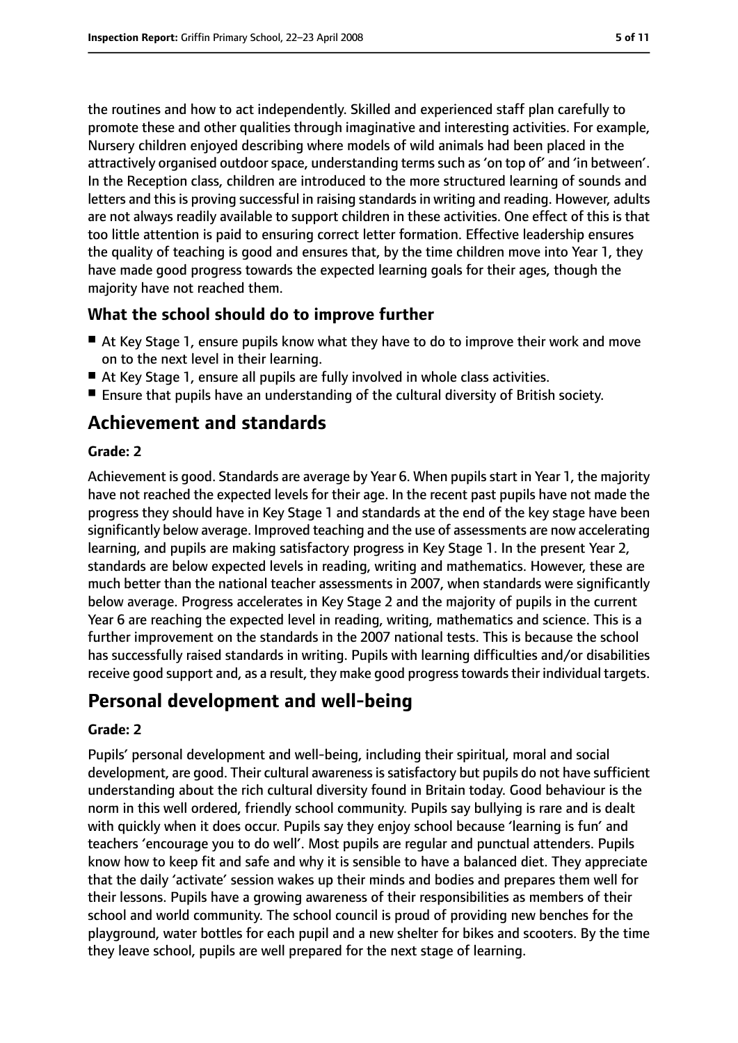the routines and how to act independently. Skilled and experienced staff plan carefully to promote these and other qualities through imaginative and interesting activities. For example, Nursery children enjoyed describing where models of wild animals had been placed in the attractively organised outdoor space, understanding terms such as 'on top of' and 'in between'. In the Reception class, children are introduced to the more structured learning of sounds and letters and this is proving successful in raising standards in writing and reading. However, adults are not always readily available to support children in these activities. One effect of this is that too little attention is paid to ensuring correct letter formation. Effective leadership ensures the quality of teaching is good and ensures that, by the time children move into Year 1, they have made good progress towards the expected learning goals for their ages, though the majority have not reached them.

### What the school should do to improve further

- At Key Stage 1, ensure pupils know what they have to do to improve their work and move on to the next level in their learning.
- At Key Stage 1, ensure all pupils are fully involved in whole class activities.
- Ensure that pupils have an understanding of the cultural diversity of British society.

## Achievement and standards

#### Grade: 2

Achievement is good. Standards are average by Year 6. When pupils start in Year 1, the majority have not reached the expected levels for their age. In the recent past pupils have not made the progress they should have in Key Stage 1 and standards at the end of the key stage have been significantly below average. Improved teaching and the use of assessments are now accelerating learning, and pupils are making satisfactory progress in Key Stage 1. In the present Year 2, standards are below expected levels in reading, writing and mathematics. However, these are much better than the national teacher assessments in 2007, when standards were significantly below average. Progress accelerates in Key Stage 2 and the majority of pupils in the current Year 6 are reaching the expected level in reading, writing, mathematics and science. This is a further improvement on the standards in the 2007 national tests. This is because the school has successfully raised standards in writing. Pupils with learning difficulties and/or disabilities receive good support and, as a result, they make good progress towards their individual targets.

## Personal development and well-being

#### Grade: 2

Pupils' personal development and well-being, including their spiritual, moral and social development, are good. Their cultural awareness is satisfactory but pupils do not have sufficient understanding about the rich cultural diversity found in Britain today. Good behaviour is the norm in this well ordered, friendly school community. Pupils say bullying is rare and is dealt with quickly when it does occur. Pupils say they enjoy school because 'learning is fun' and teachers 'encourage you to do well'. Most pupils are regular and punctual attenders. Pupils know how to keep fit and safe and why it is sensible to have a balanced diet. They appreciate that the daily 'activate' session wakes up their minds and bodies and prepares them well for their lessons. Pupils have a growing awareness of their responsibilities as members of their school and world community. The school council is proud of providing new benches for the playground, water bottles for each pupil and a new shelter for bikes and scooters. By the time they leave school, pupils are well prepared for the next stage of learning.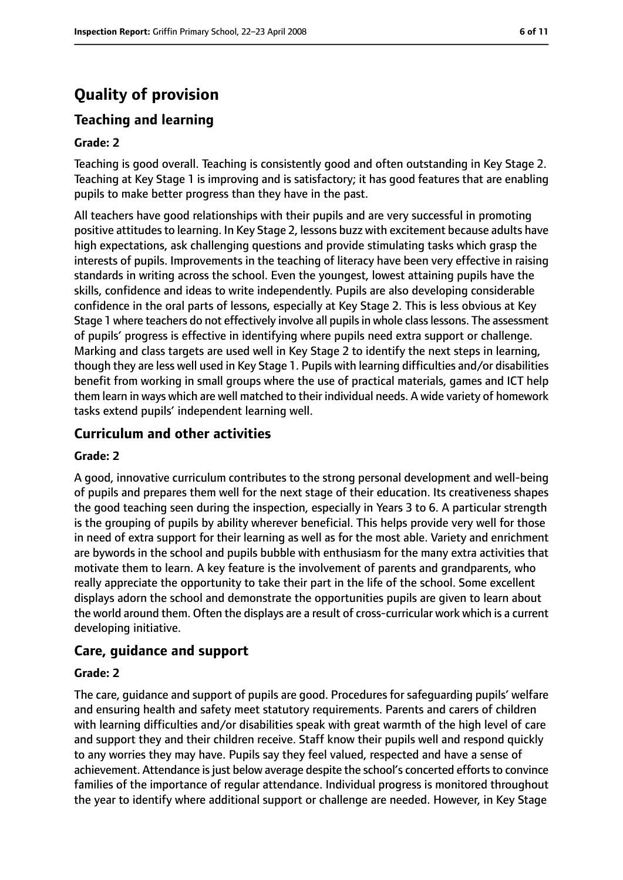# Quality of provision

## Teaching and learning

**Grade: 2**

Teaching is good overall. Teaching is consistently good and often outstanding in Key Stage 2. Teaching at Key Stage 1 is improving and is satisfactory; it has good features that are enabling pupils to make better progress than they have in the past.

All teachers have good relationships with their pupils and are very successful in promoting positive attitudes to learning. In Key Stage 2, lessons buzz with excitement because adults have high expectations, ask challenging questions and provide stimulating tasks which grasp the interests of pupils. Improvements in the teaching of literacy have been very effective in raising standards in writing across the school. Even the youngest, lowest attaining pupils have the skills, confidence and ideas to write independently. Pupils are also developing considerable confidence in the oral parts of lessons, especially at Key Stage 2. This is less obvious at Key Stage 1 where teachers do not effectively involve all pupils in whole class lessons. The assessment of pupils' progress is effective in identifying where pupils need extra support or challenge. Marking and class targets are used well in Key Stage 2 to identify the next steps in learning, though they are less well used in Key Stage 1. Pupils with learning difficulties and/or disabilities benefit from working in small groups where the use of practical materials, games and ICT help them learn in ways which are well matched to their individual needs. A wide variety of homework tasks extend pupils' independent learning well.

## Curriculum and other activities

**Grade: 2**

A good, innovative curriculum contributes to the strong personal development and well-being of pupils and prepares them well for the next stage of their education. Its creativeness shapes the good teaching seen during the inspection, especially in Years 3 to 6. A particular strength is the grouping of pupils by ability wherever beneficial. This helps provide very well for those in need of extra support for their learning as well as for the most able. Variety and enrichment are bywords in the school and pupils bubble with enthusiasm for the many extra activities that motivate them to learn. A key feature is the involvement of parents and grandparents, who really appreciate the opportunity to take their part in the life of the school. Some excellent displays adorn the school and demonstrate the opportunities pupils are given to learn about the world around them. Often the displays are a result of cross-curricular work which is a current developing initiative.

## Care, guidance and support

**Grade: 2**

The care, guidance and support of pupils are good. Procedures for safeguarding pupils' welfare and ensuring health and safety meet statutory requirements. Parents and carers of children with learning difficulties and/or disabilities speak with great warmth of the high level of care and support they and their children receive. Staff know their pupils well and respond quickly to any worries they may have. Pupils say they feel valued, respected and have a sense of achievement. Attendance is just below average despite the school's concerted efforts to convince families of the importance of regular attendance. Individual progress is monitored throughout the year to identify where additional support or challenge are needed. However, in Key Stage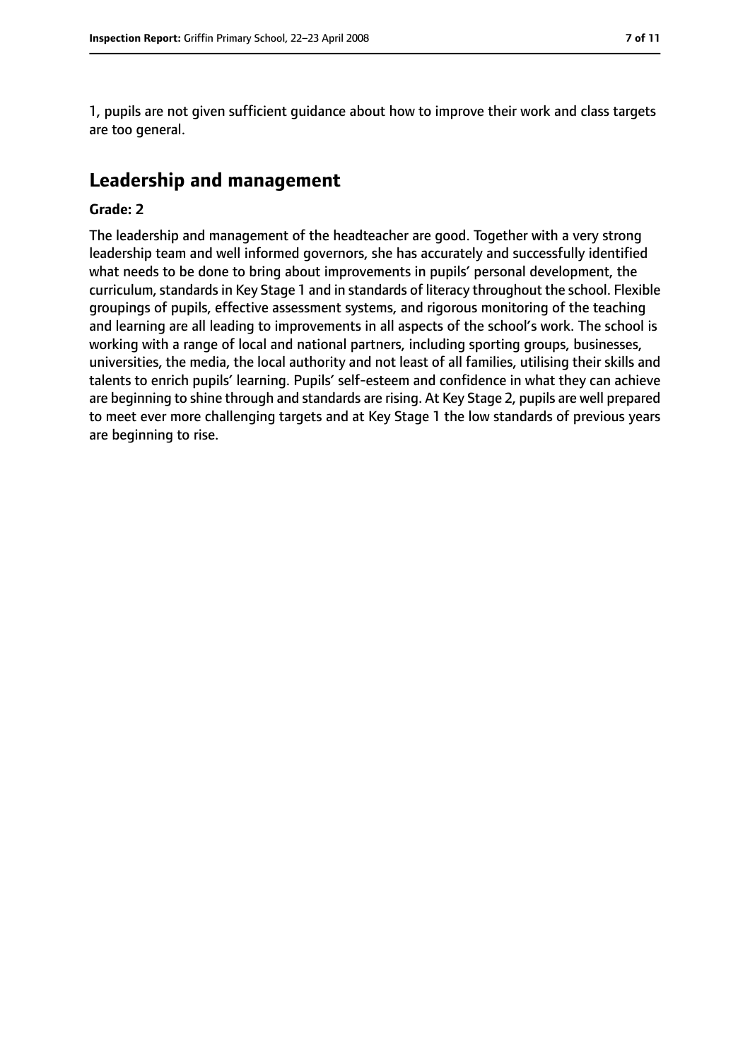1, pupils are not given sufficient guidance about how to improve their work and class targets are too general.

## Leadership and management

**Grade: 2**

The leadership and management of the headteacher are good. Together with a very strong leadership team and well informed governors, she has accurately and successfully identified what needs to be done to bring about improvements in pupils' personal development, the curriculum, standards in Key Stage 1 and in standards of literacy throughout the school. Flexible groupings of pupils, effective assessment systems, and rigorous monitoring of the teaching and learning are all leading to improvements in all aspects of the school's work. The school is working with a range of local and national partners, including sporting groups, businesses, universities, the media, the local authority and not least of all families, utilising their skills and talents to enrich pupils' learning. Pupils' self-esteem and confidence in what they can achieve are beginning to shine through and standards are rising. At Key Stage 2, pupils are well prepared to meet ever more challenging targets and at Key Stage 1 the low standards of previous years are beginning to rise.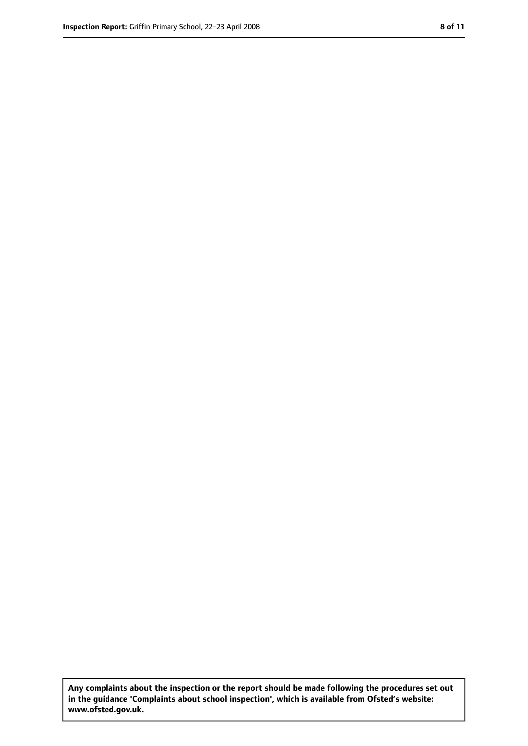**Any complaints about the inspection or the report should be made following the procedures set out in the guidance 'Complaints about school inspection', which is available from Ofsted's website: www.ofsted.gov.uk.**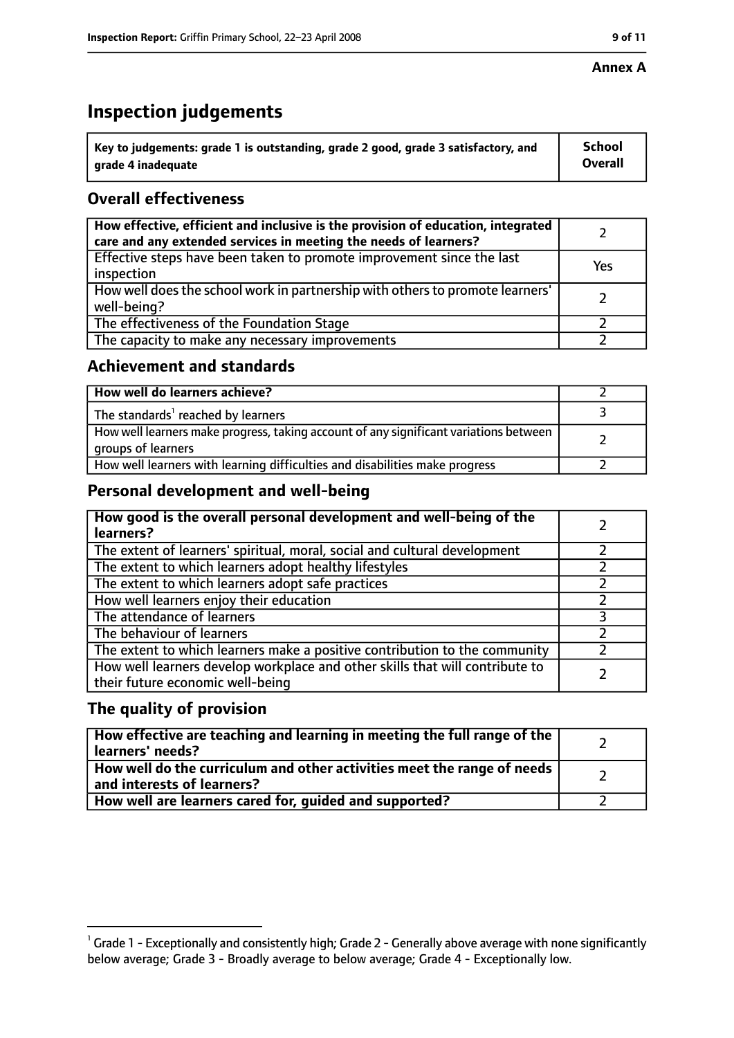**Annex A**

# Inspection judgements

| Key to judgements: grade 1 is outstanding, grade 2 good, grade 3 satisfactory, and grade 4 inadequate | School Overall |
|---|---|

## Overall effectiveness

| | |
|---|---|
| How effective, efficient and inclusive is the provision of education, integrated care and any extended services in meeting the needs of learners? | 2 |
| Effective steps have been taken to promote improvement since the last inspection | Yes |
| How well does the school work in partnership with others to promote learners' well-being? | 2 |
| The effectiveness of the Foundation Stage | 2 |
| The capacity to make any necessary improvements | 2 |

## Achievement and standards

| | |
|---|---|
| How well do learners achieve? | 2 |
| The standards[1] reached by learners | 3 |
| How well learners make progress, taking account of any significant variations between groups of learners | 2 |
| How well learners with learning difficulties and disabilities make progress | 2 |

## Personal development and well-being

| | |
|---|---|
| How good is the overall personal development and well-being of the learners? | 2 |
| The extent of learners' spiritual, moral, social and cultural development | 2 |
| The extent to which learners adopt healthy lifestyles | 2 |
| The extent to which learners adopt safe practices | 2 |
| How well learners enjoy their education | 2 |
| The attendance of learners | 3 |
| The behaviour of learners | 2 |
| The extent to which learners make a positive contribution to the community | 2 |
| How well learners develop workplace and other skills that will contribute to their future economic well-being | 2 |

## The quality of provision

| | |
|---|---|
| How effective are teaching and learning in meeting the full range of the learners' needs? | 2 |
| How well do the curriculum and other activities meet the range of needs and interests of learners? | 2 |
| How well are learners cared for, guided and supported? | 2 |

[1] Grade 1 - Exceptionally and consistently high; Grade 2 - Generally above average with none significantly below average; Grade 3 - Broadly average to below average; Grade 4 - Exceptionally low.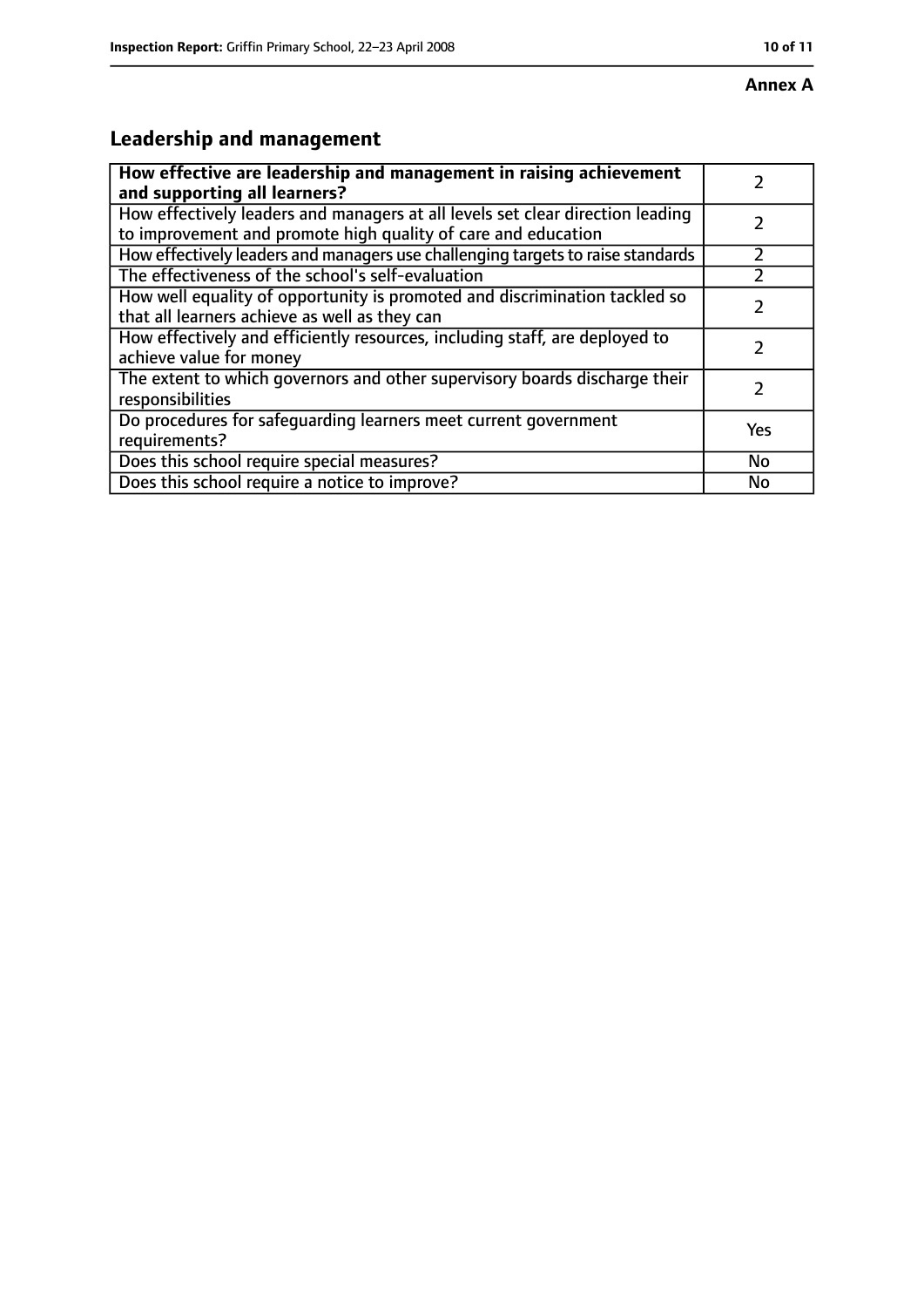**Annex A**

## Leadership and management

| How effective are leadership and management in raising achievement and supporting all learners? | 2 |
|---|---|
| How effectively leaders and managers at all levels set clear direction leading to improvement and promote high quality of care and education | 2 |
| How effectively leaders and managers use challenging targets to raise standards | 2 |
| The effectiveness of the school's self-evaluation | 2 |
| How well equality of opportunity is promoted and discrimination tackled so that all learners achieve as well as they can | 2 |
| How effectively and efficiently resources, including staff, are deployed to achieve value for money | 2 |
| The extent to which governors and other supervisory boards discharge their responsibilities | 2 |
| Do procedures for safeguarding learners meet current government requirements? | Yes |
| Does this school require special measures? | No |
| Does this school require a notice to improve? | No |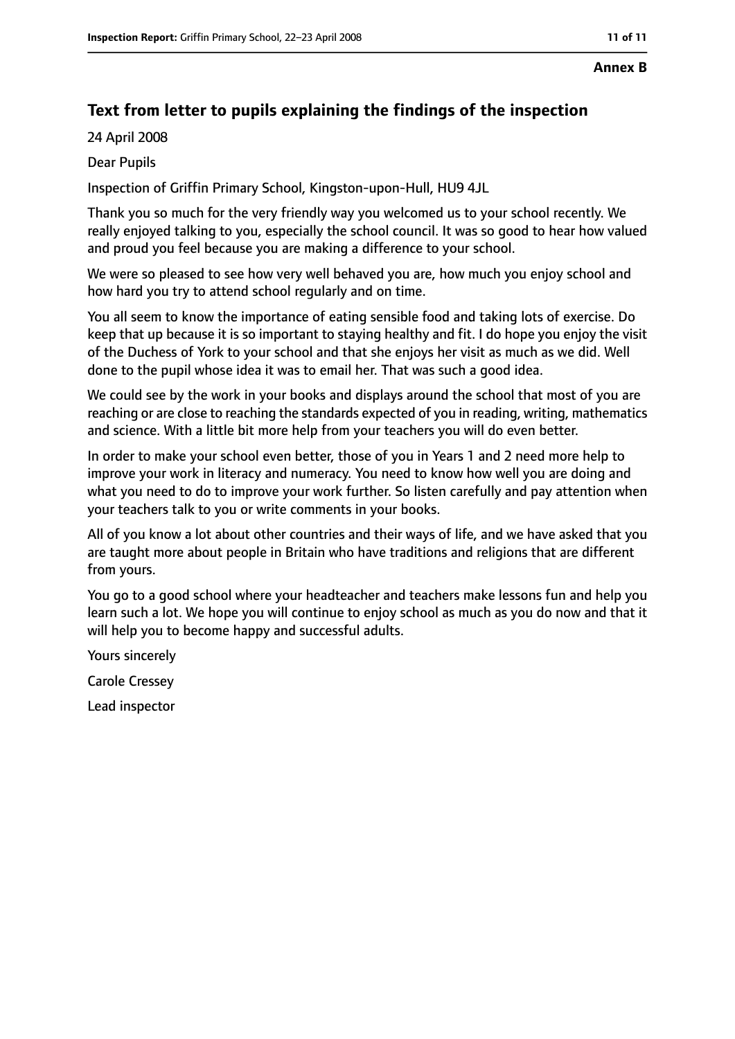**Annex B**

## Text from letter to pupils explaining the findings of the inspection

24 April 2008

Dear Pupils

Inspection of Griffin Primary School, Kingston-upon-Hull, HU9 4JL

Thank you so much for the very friendly way you welcomed us to your school recently. We really enjoyed talking to you, especially the school council. It was so good to hear how valued and proud you feel because you are making a difference to your school.

We were so pleased to see how very well behaved you are, how much you enjoy school and how hard you try to attend school regularly and on time.

You all seem to know the importance of eating sensible food and taking lots of exercise. Do keep that up because it is so important to staying healthy and fit. I do hope you enjoy the visit of the Duchess of York to your school and that she enjoys her visit as much as we did. Well done to the pupil whose idea it was to email her. That was such a good idea.

We could see by the work in your books and displays around the school that most of you are reaching or are close to reaching the standards expected of you in reading, writing, mathematics and science. With a little bit more help from your teachers you will do even better.

In order to make your school even better, those of you in Years 1 and 2 need more help to improve your work in literacy and numeracy. You need to know how well you are doing and what you need to do to improve your work further. So listen carefully and pay attention when your teachers talk to you or write comments in your books.

All of you know a lot about other countries and their ways of life, and we have asked that you are taught more about people in Britain who have traditions and religions that are different from yours.

You go to a good school where your headteacher and teachers make lessons fun and help you learn such a lot. We hope you will continue to enjoy school as much as you do now and that it will help you to become happy and successful adults.

Yours sincerely

Carole Cressey

Lead inspector